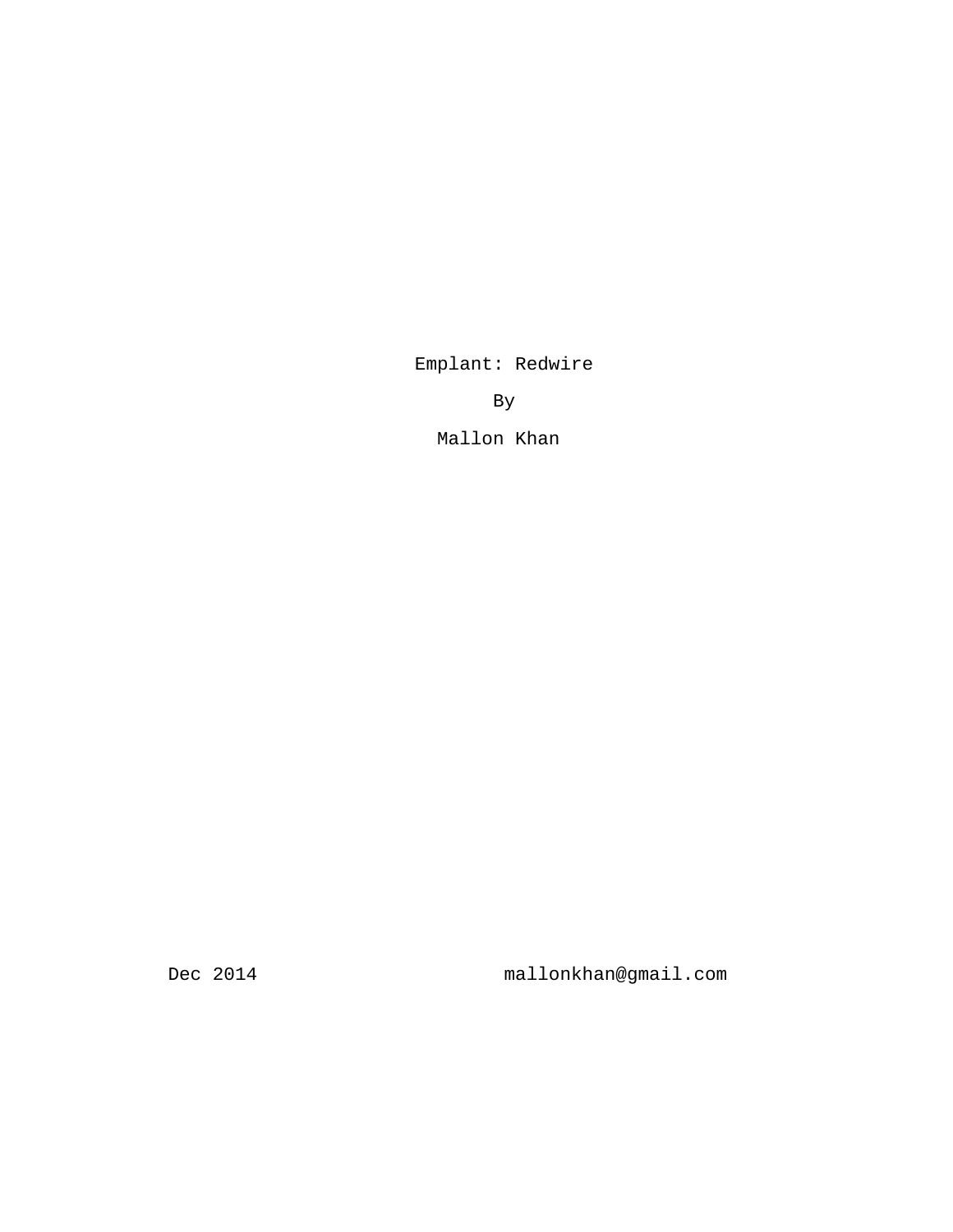# Emplant: Redwire

By

Mallon Khan

Dec 2014

mallonkhan@gmail.com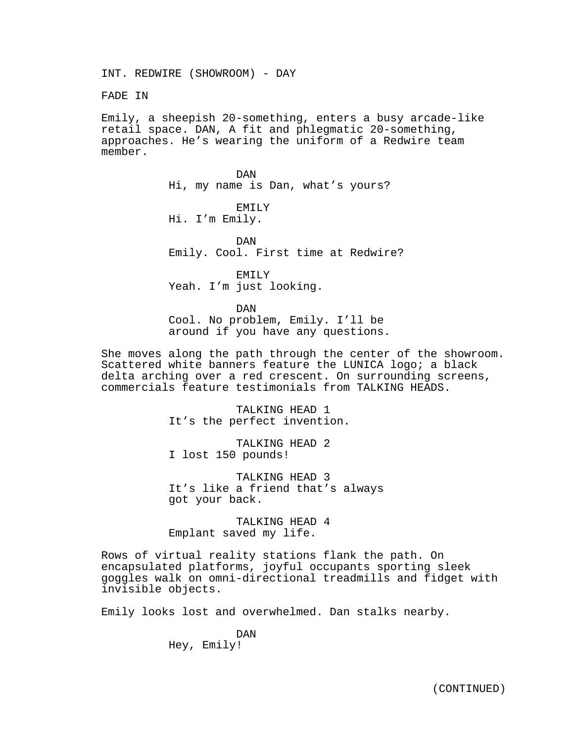INT. REDWIRE (SHOWROOM) - DAY

FADE IN

Emily, a sheepish 20-something, enters a busy arcade-like retail space. DAN, A fit and phlegmatic 20-something, approaches. He's wearing the uniform of a Redwire team member.

DAN
Hi, my name is Dan, what's yours?

EMILY
Hi. I'm Emily.

DAN
Emily. Cool. First time at Redwire?

EMILY
Yeah. I'm just looking.

DAN
Cool. No problem, Emily. I'll be around if you have any questions.

She moves along the path through the center of the showroom. Scattered white banners feature the LUNICA logo; a black delta arching over a red crescent. On surrounding screens, commercials feature testimonials from TALKING HEADS.

TALKING HEAD 1
It's the perfect invention.

TALKING HEAD 2
I lost 150 pounds!

TALKING HEAD 3
It's like a friend that's always got your back.

TALKING HEAD 4
Emplant saved my life.

Rows of virtual reality stations flank the path. On encapsulated platforms, joyful occupants sporting sleek goggles walk on omni-directional treadmills and fidget with invisible objects.

Emily looks lost and overwhelmed. Dan stalks nearby.

DAN
Hey, Emily!

(CONTINUED)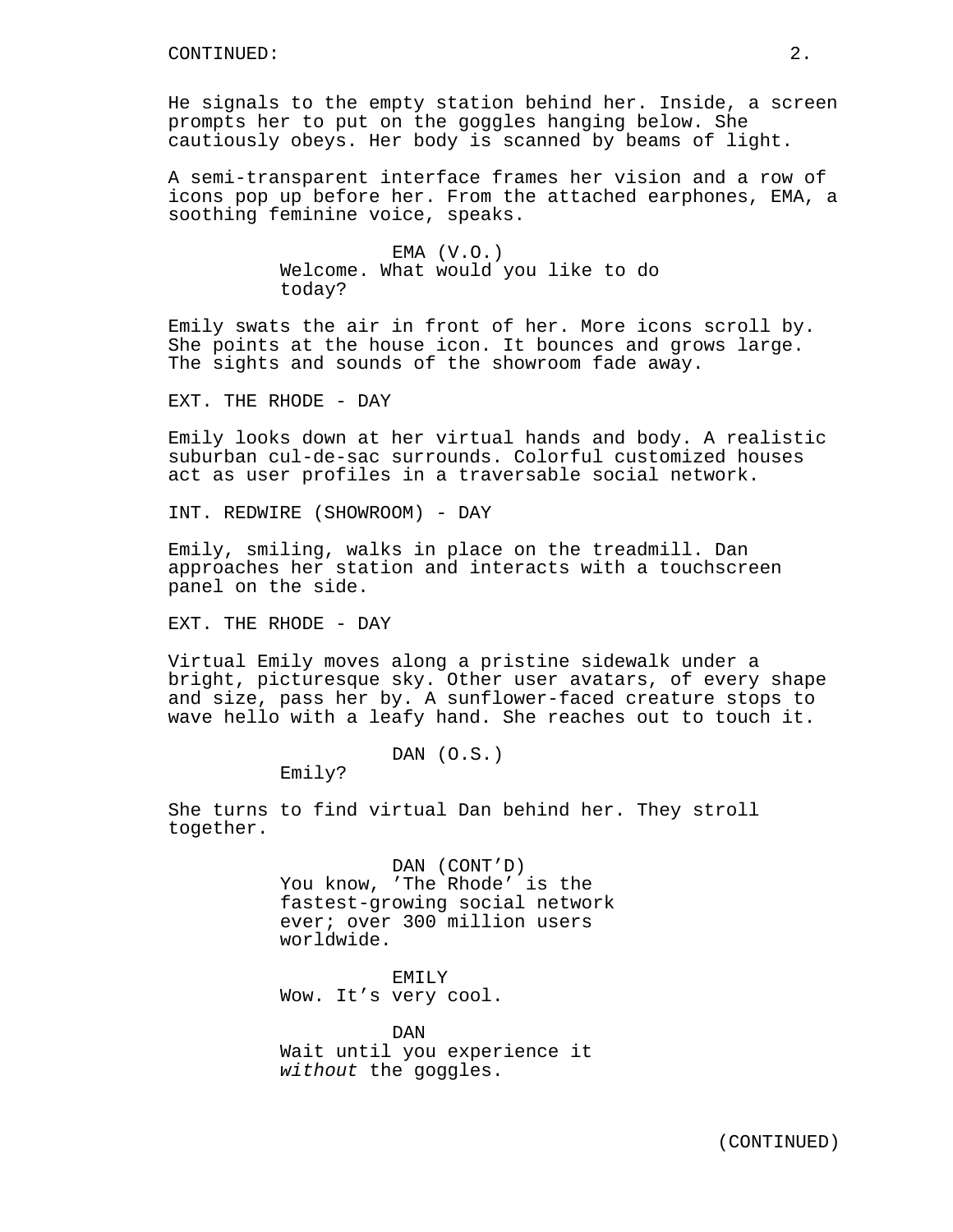He signals to the empty station behind her. Inside, a screen prompts her to put on the goggles hanging below. She cautiously obeys. Her body is scanned by beams of light.

A semi-transparent interface frames her vision and a row of icons pop up before her. From the attached earphones, EMA, a soothing feminine voice, speaks.

EMA (V.O.)
Welcome. What would you like to do today?

Emily swats the air in front of her. More icons scroll by. She points at the house icon. It bounces and grows large. The sights and sounds of the showroom fade away.

EXT. THE RHODE - DAY

Emily looks down at her virtual hands and body. A realistic suburban cul-de-sac surrounds. Colorful customized houses act as user profiles in a traversable social network.

INT. REDWIRE (SHOWROOM) - DAY

Emily, smiling, walks in place on the treadmill. Dan approaches her station and interacts with a touchscreen panel on the side.

EXT. THE RHODE - DAY

Virtual Emily moves along a pristine sidewalk under a bright, picturesque sky. Other user avatars, of every shape and size, pass her by. A sunflower-faced creature stops to wave hello with a leafy hand. She reaches out to touch it.

DAN (O.S.)
Emily?

She turns to find virtual Dan behind her. They stroll together.

DAN (CONT'D)
You know, 'The Rhode' is the fastest-growing social network ever; over 300 million users worldwide.

EMILY
Wow. It's very cool.

DAN
Wait until you experience it *without* the goggles.

(CONTINUED)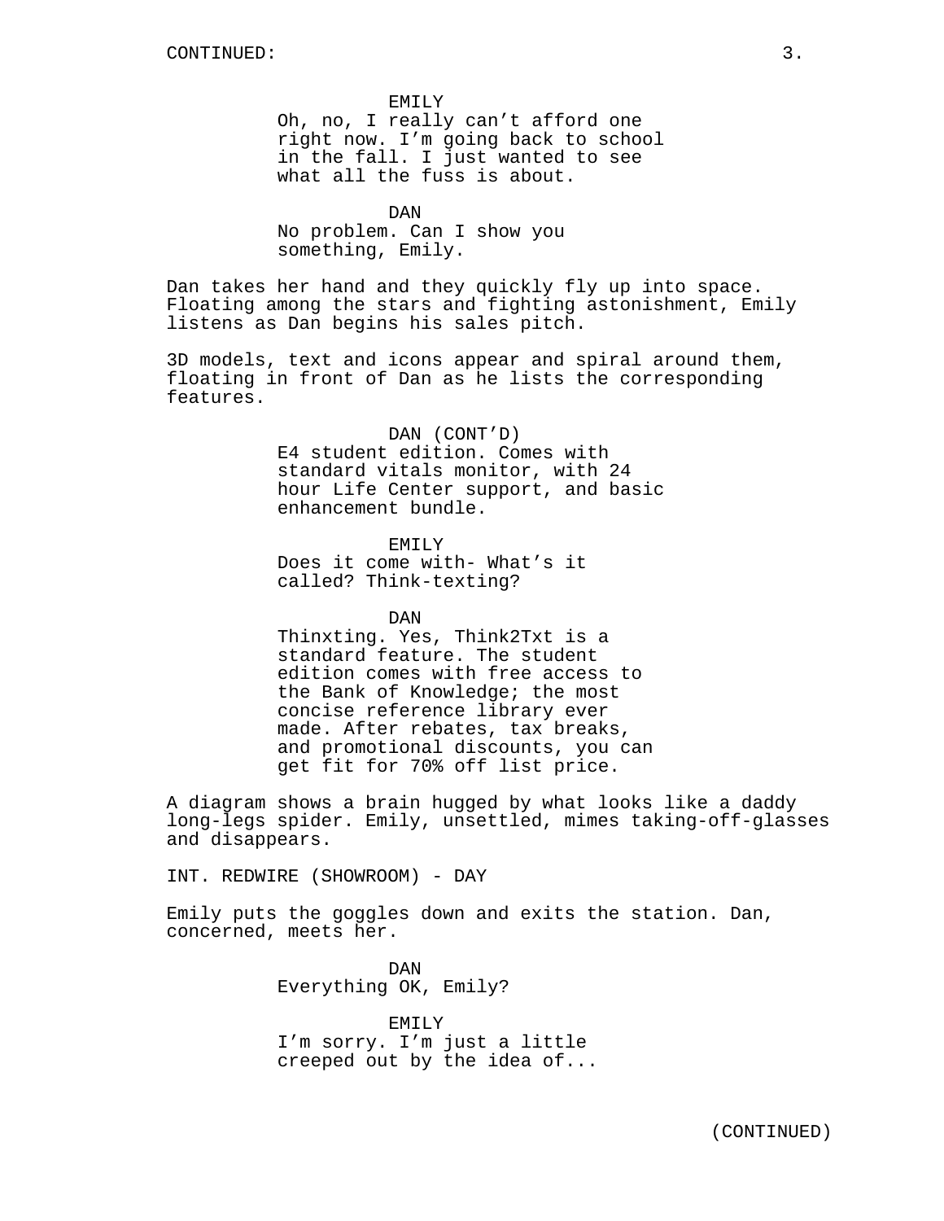EMILY
Oh, no, I really can't afford one right now. I'm going back to school in the fall. I just wanted to see what all the fuss is about.

DAN
No problem. Can I show you something, Emily.

Dan takes her hand and they quickly fly up into space. Floating among the stars and fighting astonishment, Emily listens as Dan begins his sales pitch.

3D models, text and icons appear and spiral around them, floating in front of Dan as he lists the corresponding features.

DAN (CONT'D)
E4 student edition. Comes with standard vitals monitor, with 24 hour Life Center support, and basic enhancement bundle.

EMILY
Does it come with- What's it called? Think-texting?

DAN
Thinxting. Yes, Think2Txt is a standard feature. The student edition comes with free access to the Bank of Knowledge; the most concise reference library ever made. After rebates, tax breaks, and promotional discounts, you can get fit for 70% off list price.

A diagram shows a brain hugged by what looks like a daddy long-legs spider. Emily, unsettled, mimes taking-off-glasses and disappears.

INT. REDWIRE (SHOWROOM) - DAY

Emily puts the goggles down and exits the station. Dan, concerned, meets her.

DAN
Everything OK, Emily?

EMILY
I'm sorry. I'm just a little creeped out by the idea of...

(CONTINUED)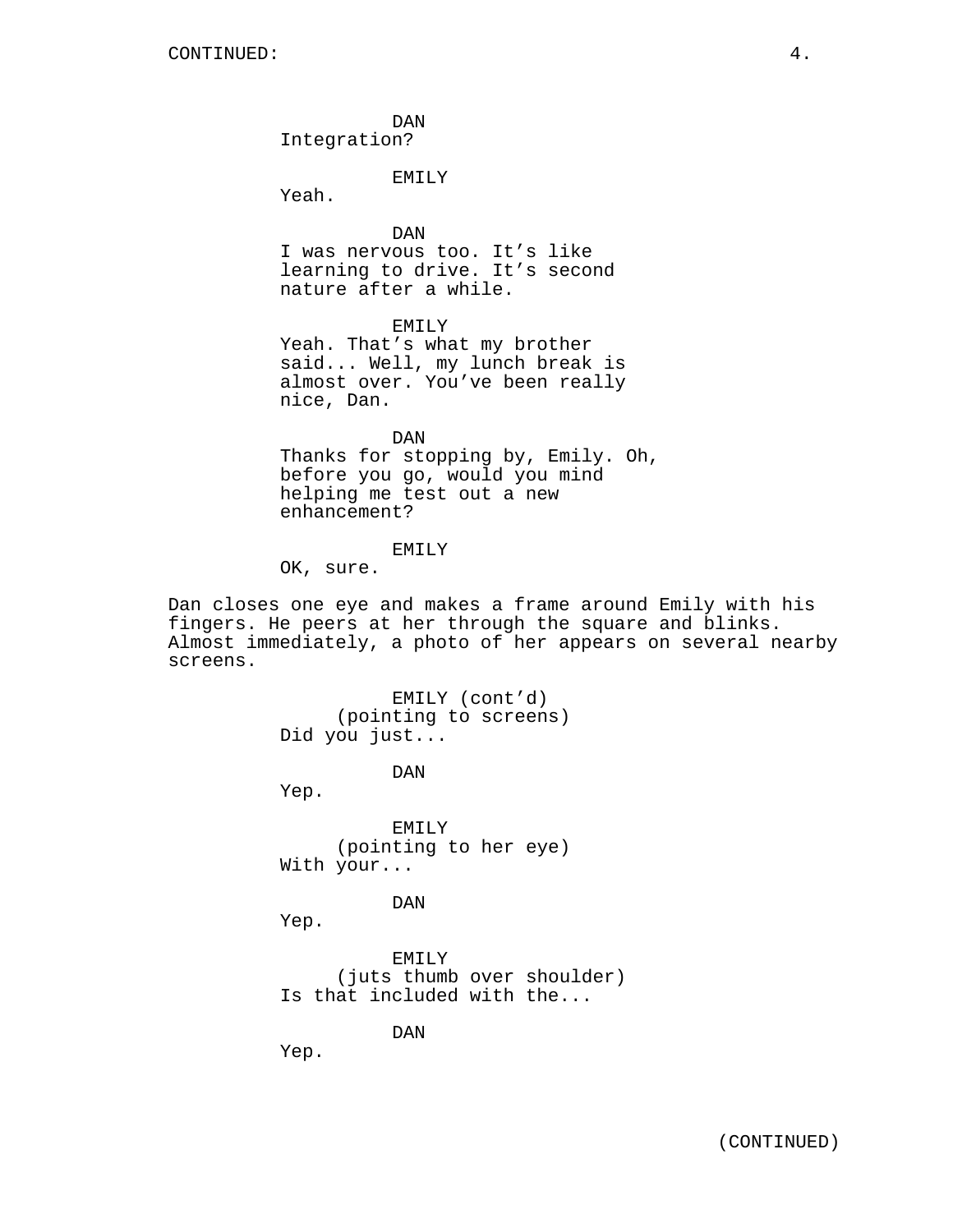DAN
Integration?

EMILY
Yeah.

DAN
I was nervous too. It's like learning to drive. It's second nature after a while.

EMILY
Yeah. That's what my brother said... Well, my lunch break is almost over. You've been really nice, Dan.

DAN
Thanks for stopping by, Emily. Oh, before you go, would you mind helping me test out a new enhancement?

EMILY
OK, sure.

Dan closes one eye and makes a frame around Emily with his fingers. He peers at her through the square and blinks. Almost immediately, a photo of her appears on several nearby screens.

EMILY (cont'd)
(pointing to screens)
Did you just...

DAN
Yep.

EMILY
(pointing to her eye)
With your...

DAN
Yep.

EMILY
(juts thumb over shoulder)
Is that included with the...

DAN
Yep.

(CONTINUED)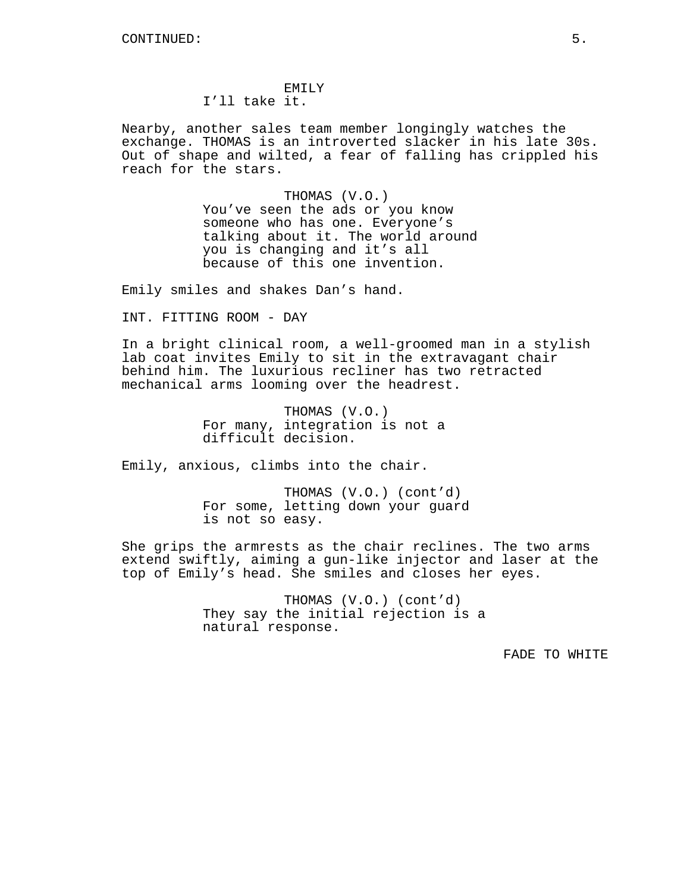CONTINUED:

EMILY
I'll take it.

Nearby, another sales team member longingly watches the exchange. THOMAS is an introverted slacker in his late 30s. Out of shape and wilted, a fear of falling has crippled his reach for the stars.

THOMAS (V.O.)
You've seen the ads or you know someone who has one. Everyone's talking about it. The world around you is changing and it's all because of this one invention.

Emily smiles and shakes Dan's hand.

INT. FITTING ROOM - DAY

In a bright clinical room, a well-groomed man in a stylish lab coat invites Emily to sit in the extravagant chair behind him. The luxurious recliner has two retracted mechanical arms looming over the headrest.

THOMAS (V.O.)
For many, integration is not a difficult decision.

Emily, anxious, climbs into the chair.

THOMAS (V.O.) (cont'd)
For some, letting down your guard is not so easy.

She grips the armrests as the chair reclines. The two arms extend swiftly, aiming a gun-like injector and laser at the top of Emily's head. She smiles and closes her eyes.

THOMAS (V.O.) (cont'd)
They say the initial rejection is a natural response.

FADE TO WHITE